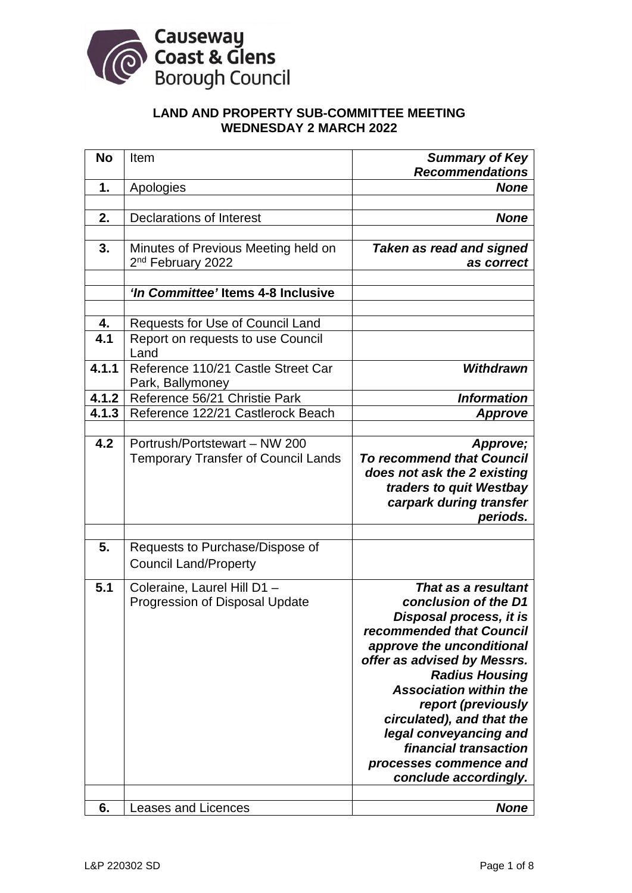Causeway Coast & Glens Borough Council

# LAND AND PROPERTY SUB-COMMITTEE MEETING
# WEDNESDAY 2 MARCH 2022

| No | Item | Summary of Key Recommendations |
|---|---|---|
| 1. | Apologies | ***None*** |
| | | |
| 2. | Declarations of Interest | ***None*** |
| | | |
| 3. | Minutes of Previous Meeting held on 2nd February 2022 | ***Taken as read and signed as correct*** |
| | | |
| | ***'In Committee'* Items 4-8 Inclusive** | |
| | | |
| 4. | Requests for Use of Council Land | |
| 4.1 | Report on requests to use Council Land | |
| 4.1.1 | Reference 110/21 Castle Street Car Park, Ballymoney | ***Withdrawn*** |
| 4.1.2 | Reference 56/21 Christie Park | ***Information*** |
| 4.1.3 | Reference 122/21 Castlerock Beach | ***Approve*** |
| | | |
| 4.2 | Portrush/Portstewart – NW 200 Temporary Transfer of Council Lands | ***Approve; To recommend that Council does not ask the 2 existing traders to quit Westbay carpark during transfer periods.*** |
| | | |
| 5. | Requests to Purchase/Dispose of Council Land/Property | |
| 5.1 | Coleraine, Laurel Hill D1 – Progression of Disposal Update | ***That as a resultant conclusion of the D1 Disposal process, it is recommended that Council approve the unconditional offer as advised by Messrs. Radius Housing Association within the report (previously circulated), and that the legal conveyancing and financial transaction processes commence and conclude accordingly.*** |
| | | |
| 6. | Leases and Licences | ***None*** |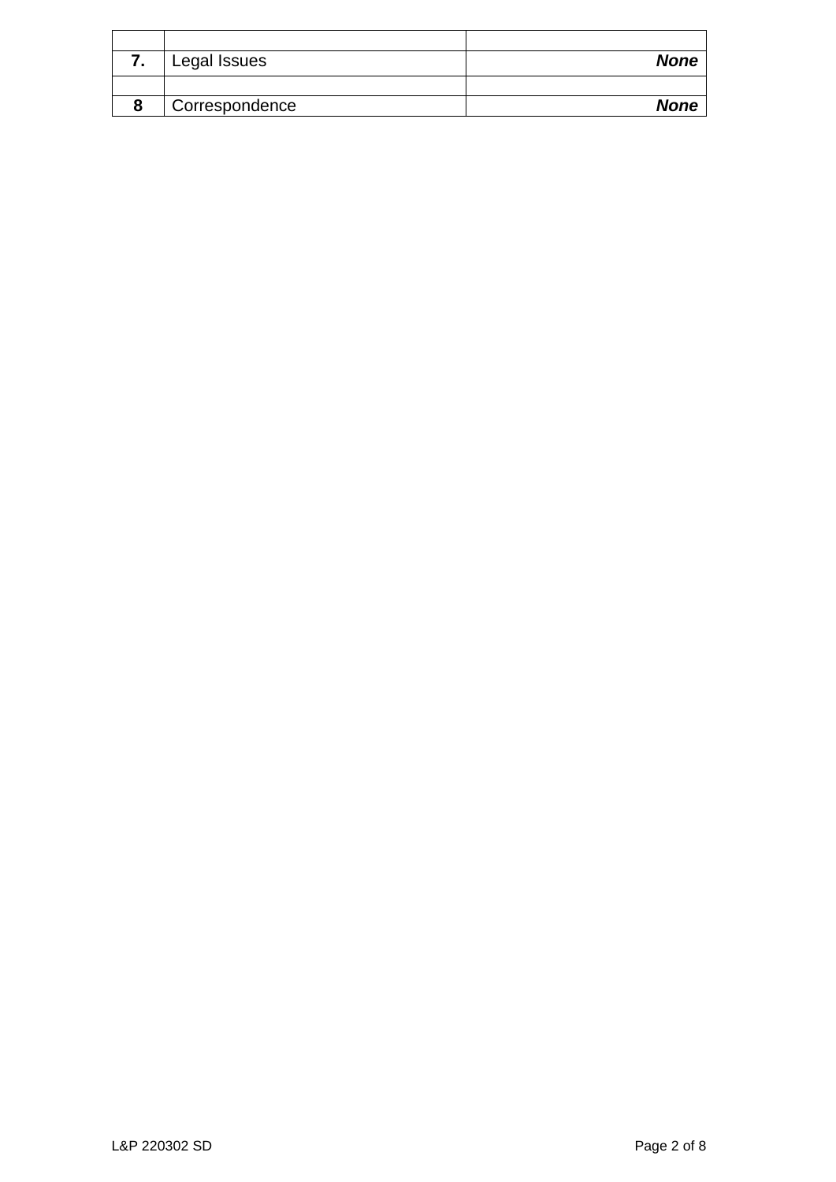| | | |
|---|---|---|
| **7.** | Legal Issues | ***None*** |
| | | |
| **8** | Correspondence | ***None*** |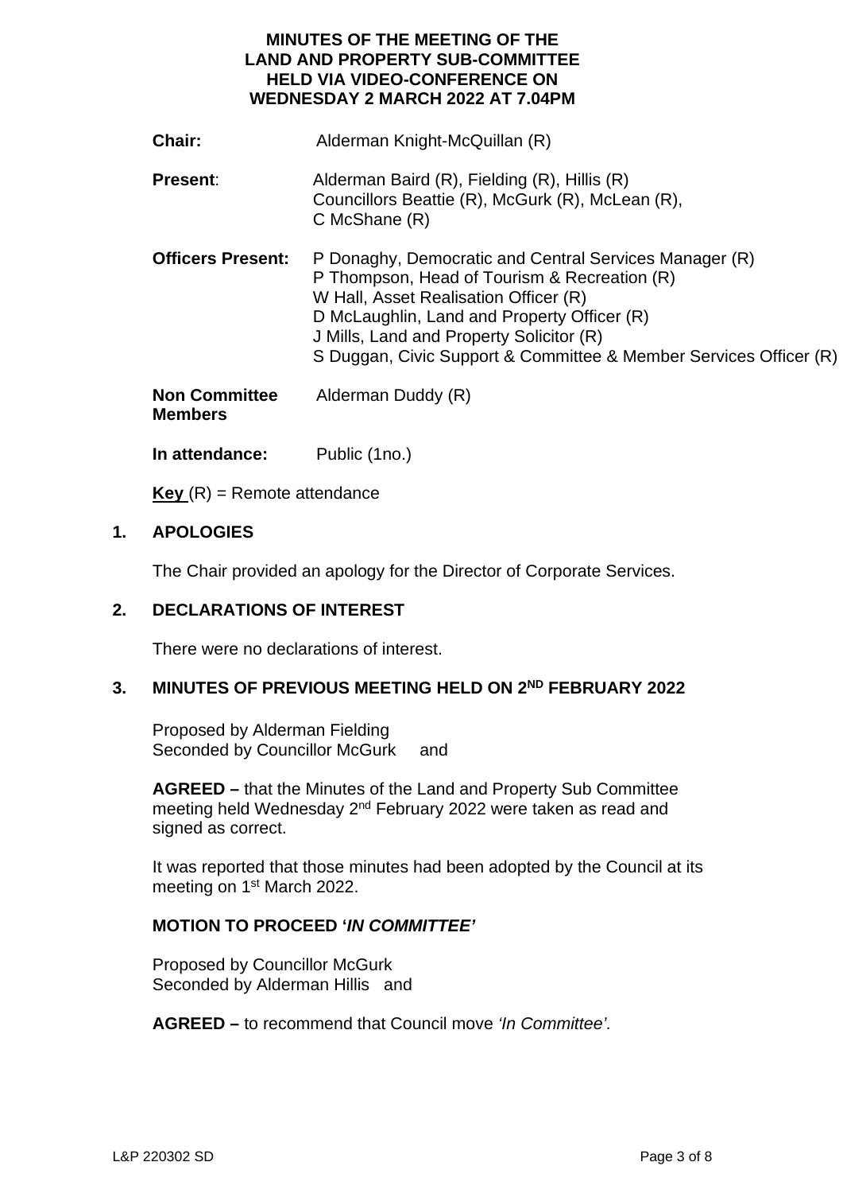# MINUTES OF THE MEETING OF THE LAND AND PROPERTY SUB-COMMITTEE HELD VIA VIDEO-CONFERENCE ON WEDNESDAY 2 MARCH 2022 AT 7.04PM

**Chair:** Alderman Knight-McQuillan (R)

**Present**: Alderman Baird (R), Fielding (R), Hillis (R)
Councillors Beattie (R), McGurk (R), McLean (R), C McShane (R)

**Officers Present:** P Donaghy, Democratic and Central Services Manager (R)
P Thompson, Head of Tourism & Recreation (R)
W Hall, Asset Realisation Officer (R)
D McLaughlin, Land and Property Officer (R)
J Mills, Land and Property Solicitor (R)
S Duggan, Civic Support & Committee & Member Services Officer (R)

**Non Committee Members** Alderman Duddy (R)

**In attendance:** Public (1no.)

**Key** (R) = Remote attendance

## 1. APOLOGIES

The Chair provided an apology for the Director of Corporate Services.

## 2. DECLARATIONS OF INTEREST

There were no declarations of interest.

## 3. MINUTES OF PREVIOUS MEETING HELD ON 2ND FEBRUARY 2022

Proposed by Alderman Fielding
Seconded by Councillor McGurk and

**AGREED –** that the Minutes of the Land and Property Sub Committee meeting held Wednesday 2nd February 2022 were taken as read and signed as correct.

It was reported that those minutes had been adopted by the Council at its meeting on 1st March 2022.

### MOTION TO PROCEED '*IN COMMITTEE*'

Proposed by Councillor McGurk
Seconded by Alderman Hillis and

**AGREED –** to recommend that Council move *'In Committee'*.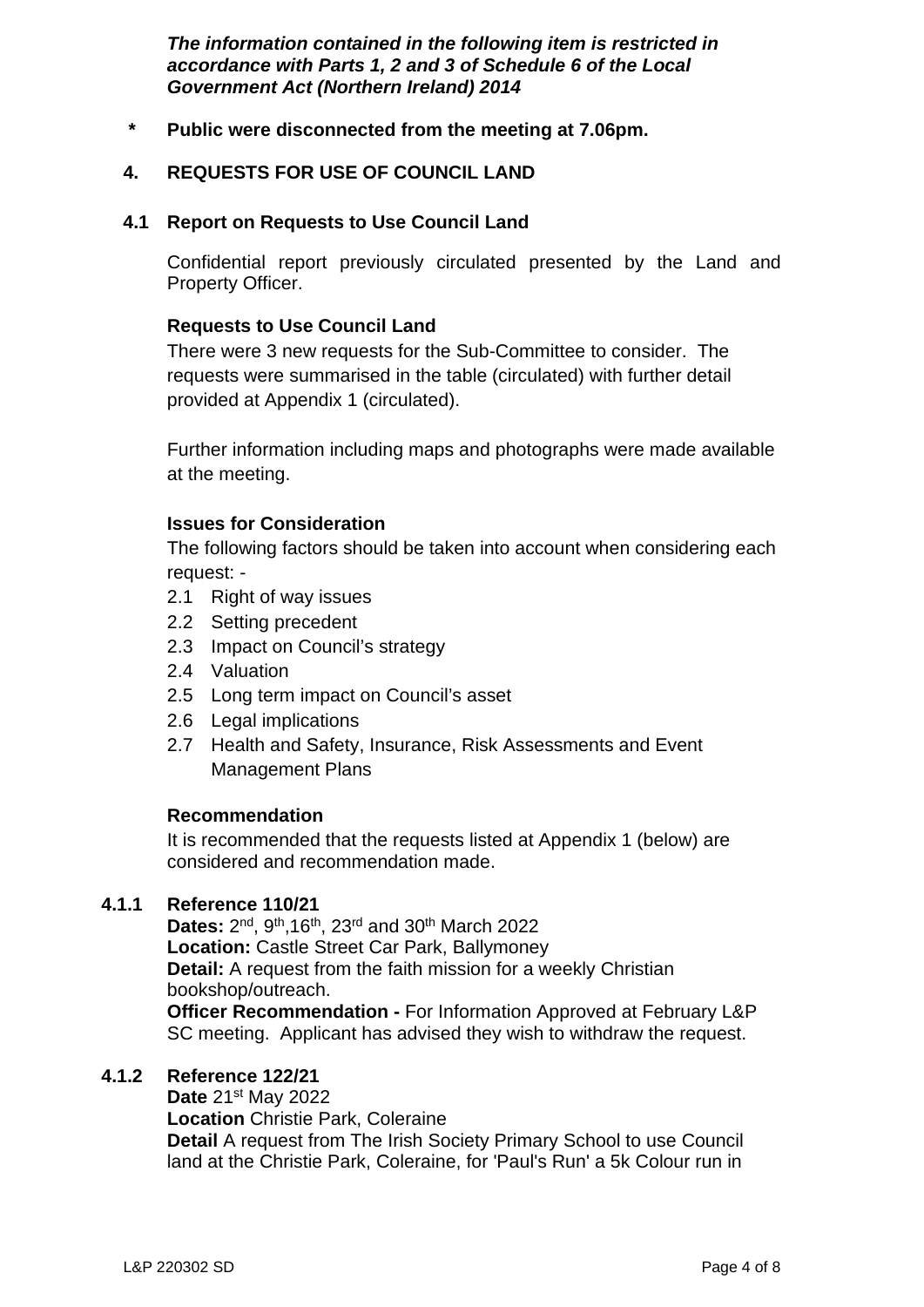***The information contained in the following item is restricted in accordance with Parts 1, 2 and 3 of Schedule 6 of the Local Government Act (Northern Ireland) 2014***

**\* Public were disconnected from the meeting at 7.06pm.**

## 4. REQUESTS FOR USE OF COUNCIL LAND

### 4.1 Report on Requests to Use Council Land

Confidential report previously circulated presented by the Land and Property Officer.

**Requests to Use Council Land**

There were 3 new requests for the Sub-Committee to consider. The requests were summarised in the table (circulated) with further detail provided at Appendix 1 (circulated).

Further information including maps and photographs were made available at the meeting.

**Issues for Consideration**

The following factors should be taken into account when considering each request: -

- 2.1 Right of way issues
- 2.2 Setting precedent
- 2.3 Impact on Council's strategy
- 2.4 Valuation
- 2.5 Long term impact on Council's asset
- 2.6 Legal implications
- 2.7 Health and Safety, Insurance, Risk Assessments and Event Management Plans

**Recommendation**

It is recommended that the requests listed at Appendix 1 (below) are considered and recommendation made.

**4.1.1 Reference 110/21**

**Dates:** 2nd, 9th,16th, 23rd and 30th March 2022
**Location:** Castle Street Car Park, Ballymoney
**Detail:** A request from the faith mission for a weekly Christian bookshop/outreach.
**Officer Recommendation -** For Information Approved at February L&P SC meeting. Applicant has advised they wish to withdraw the request.

**4.1.2 Reference 122/21**

**Date** 21st May 2022
**Location** Christie Park, Coleraine
**Detail** A request from The Irish Society Primary School to use Council land at the Christie Park, Coleraine, for 'Paul's Run' a 5k Colour run in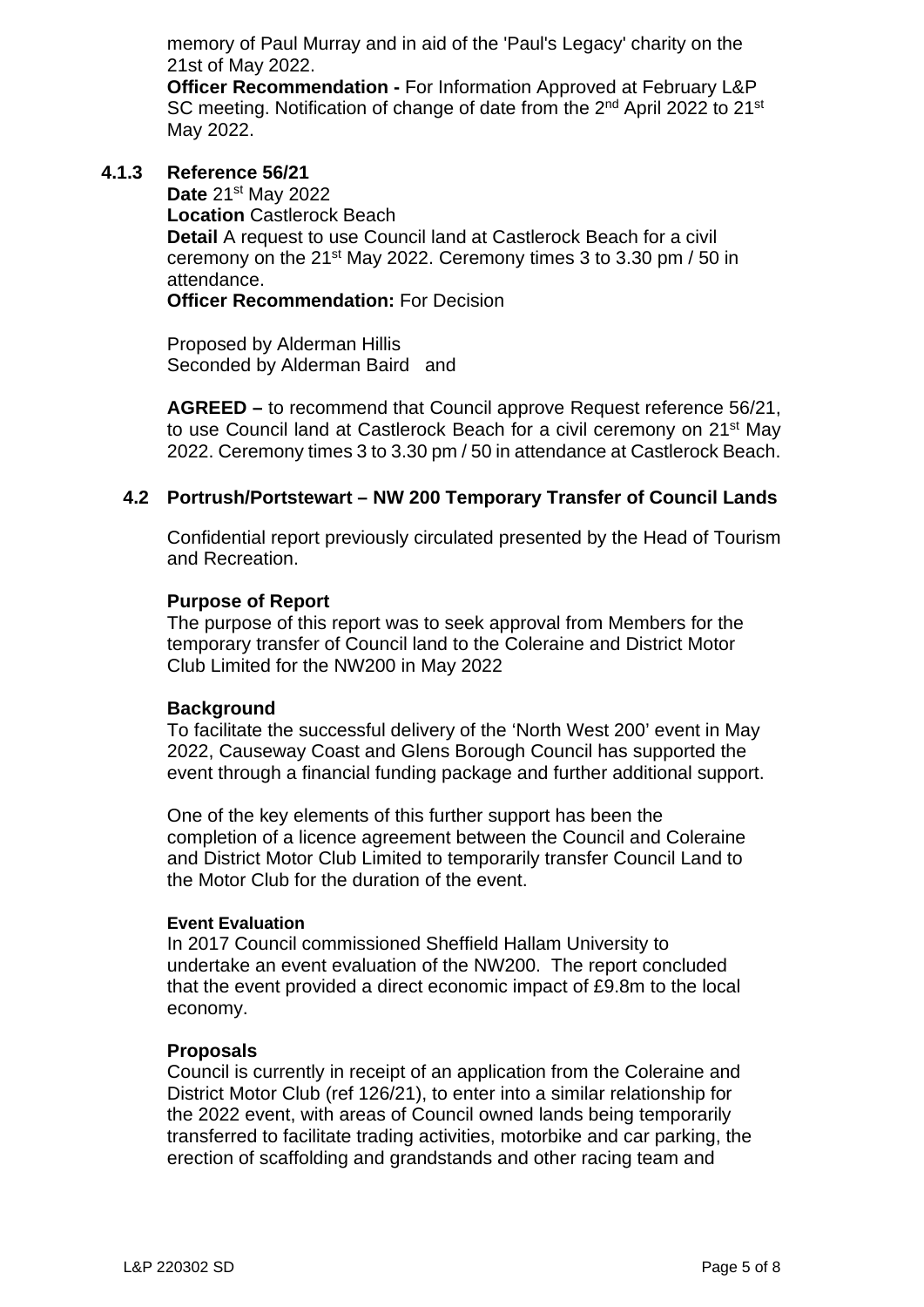memory of Paul Murray and in aid of the 'Paul's Legacy' charity on the 21st of May 2022.

**Officer Recommendation -** For Information Approved at February L&P SC meeting. Notification of change of date from the 2nd April 2022 to 21st May 2022.

### 4.1.3 Reference 56/21

**Date** 21st May 2022

**Location** Castlerock Beach

**Detail** A request to use Council land at Castlerock Beach for a civil ceremony on the 21st May 2022. Ceremony times 3 to 3.30 pm / 50 in attendance.

**Officer Recommendation:** For Decision

Proposed by Alderman Hillis
Seconded by Alderman Baird and

**AGREED –** to recommend that Council approve Request reference 56/21, to use Council land at Castlerock Beach for a civil ceremony on 21st May 2022. Ceremony times 3 to 3.30 pm / 50 in attendance at Castlerock Beach.

## 4.2 Portrush/Portstewart – NW 200 Temporary Transfer of Council Lands

Confidential report previously circulated presented by the Head of Tourism and Recreation.

**Purpose of Report**

The purpose of this report was to seek approval from Members for the temporary transfer of Council land to the Coleraine and District Motor Club Limited for the NW200 in May 2022

**Background**

To facilitate the successful delivery of the 'North West 200' event in May 2022, Causeway Coast and Glens Borough Council has supported the event through a financial funding package and further additional support.

One of the key elements of this further support has been the completion of a licence agreement between the Council and Coleraine and District Motor Club Limited to temporarily transfer Council Land to the Motor Club for the duration of the event.

**Event Evaluation**

In 2017 Council commissioned Sheffield Hallam University to undertake an event evaluation of the NW200. The report concluded that the event provided a direct economic impact of £9.8m to the local economy.

**Proposals**

Council is currently in receipt of an application from the Coleraine and District Motor Club (ref 126/21), to enter into a similar relationship for the 2022 event, with areas of Council owned lands being temporarily transferred to facilitate trading activities, motorbike and car parking, the erection of scaffolding and grandstands and other racing team and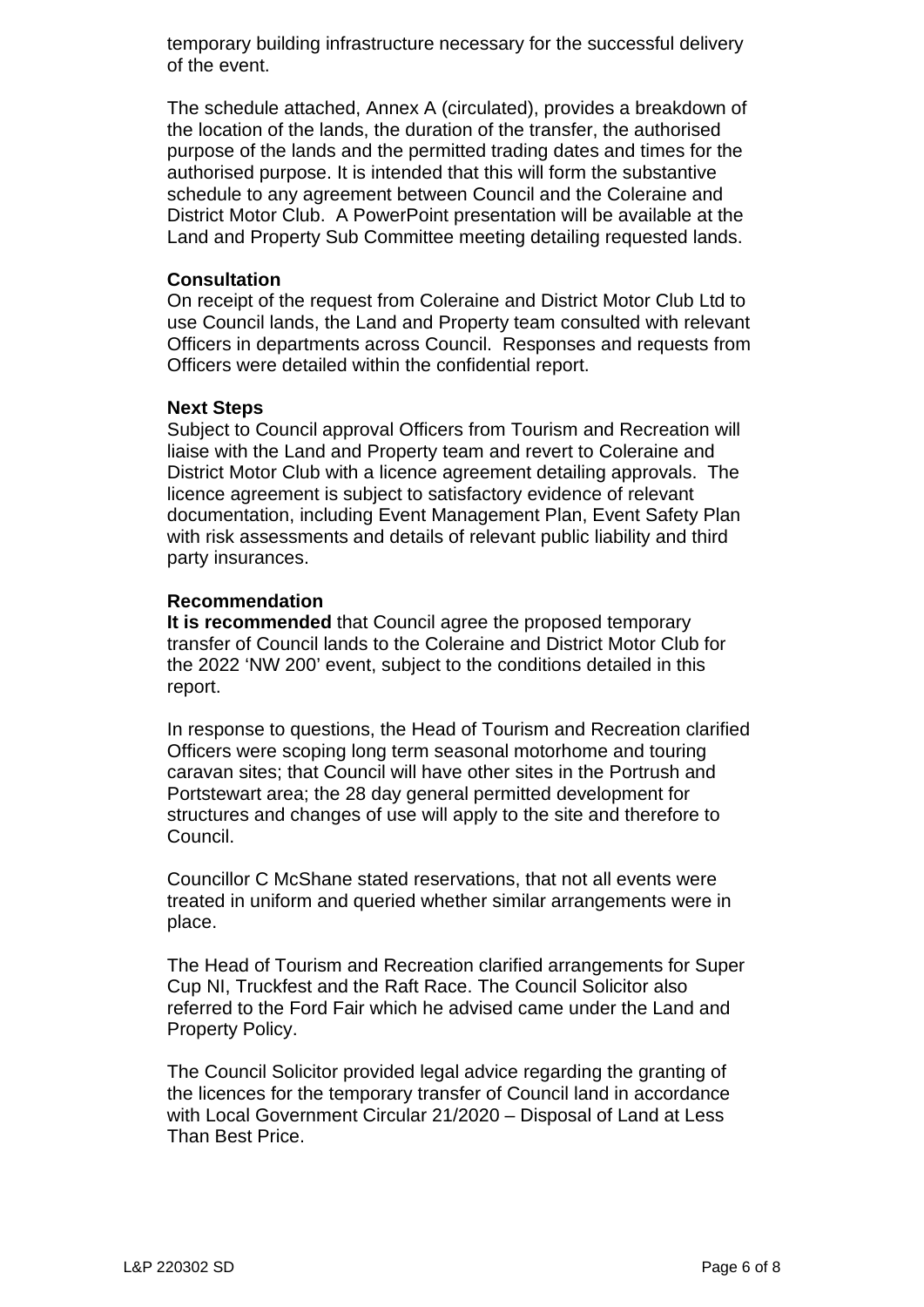temporary building infrastructure necessary for the successful delivery of the event.

The schedule attached, Annex A (circulated), provides a breakdown of the location of the lands, the duration of the transfer, the authorised purpose of the lands and the permitted trading dates and times for the authorised purpose. It is intended that this will form the substantive schedule to any agreement between Council and the Coleraine and District Motor Club. A PowerPoint presentation will be available at the Land and Property Sub Committee meeting detailing requested lands.

**Consultation**
On receipt of the request from Coleraine and District Motor Club Ltd to use Council lands, the Land and Property team consulted with relevant Officers in departments across Council. Responses and requests from Officers were detailed within the confidential report.

**Next Steps**
Subject to Council approval Officers from Tourism and Recreation will liaise with the Land and Property team and revert to Coleraine and District Motor Club with a licence agreement detailing approvals. The licence agreement is subject to satisfactory evidence of relevant documentation, including Event Management Plan, Event Safety Plan with risk assessments and details of relevant public liability and third party insurances.

**Recommendation**
**It is recommended** that Council agree the proposed temporary transfer of Council lands to the Coleraine and District Motor Club for the 2022 'NW 200' event, subject to the conditions detailed in this report.

In response to questions, the Head of Tourism and Recreation clarified Officers were scoping long term seasonal motorhome and touring caravan sites; that Council will have other sites in the Portrush and Portstewart area; the 28 day general permitted development for structures and changes of use will apply to the site and therefore to Council.

Councillor C McShane stated reservations, that not all events were treated in uniform and queried whether similar arrangements were in place.

The Head of Tourism and Recreation clarified arrangements for Super Cup NI, Truckfest and the Raft Race. The Council Solicitor also referred to the Ford Fair which he advised came under the Land and Property Policy.

The Council Solicitor provided legal advice regarding the granting of the licences for the temporary transfer of Council land in accordance with Local Government Circular 21/2020 – Disposal of Land at Less Than Best Price.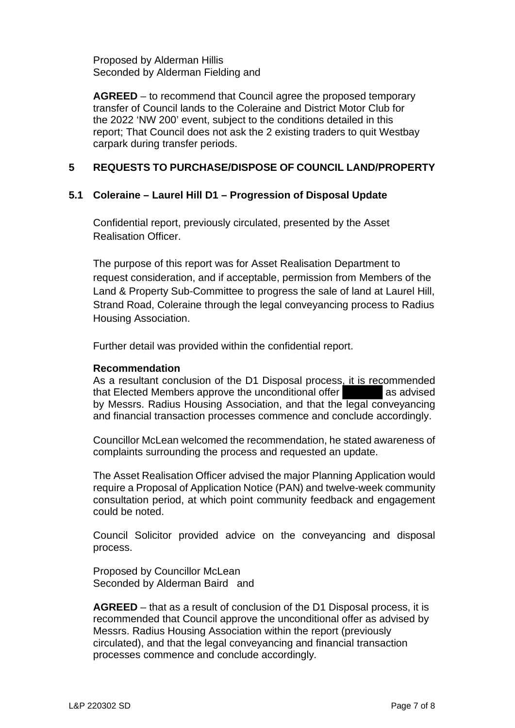Proposed by Alderman Hillis
Seconded by Alderman Fielding and

**AGREED** – to recommend that Council agree the proposed temporary transfer of Council lands to the Coleraine and District Motor Club for the 2022 'NW 200' event, subject to the conditions detailed in this report; That Council does not ask the 2 existing traders to quit Westbay carpark during transfer periods.

## 5 REQUESTS TO PURCHASE/DISPOSE OF COUNCIL LAND/PROPERTY

### 5.1 Coleraine – Laurel Hill D1 – Progression of Disposal Update

Confidential report, previously circulated, presented by the Asset Realisation Officer.

The purpose of this report was for Asset Realisation Department to request consideration, and if acceptable, permission from Members of the Land & Property Sub-Committee to progress the sale of land at Laurel Hill, Strand Road, Coleraine through the legal conveyancing process to Radius Housing Association.

Further detail was provided within the confidential report.

**Recommendation**
As a resultant conclusion of the D1 Disposal process, it is recommended that Elected Members approve the unconditional offer [REDACTED] as advised by Messrs. Radius Housing Association, and that the legal conveyancing and financial transaction processes commence and conclude accordingly.

Councillor McLean welcomed the recommendation, he stated awareness of complaints surrounding the process and requested an update.

The Asset Realisation Officer advised the major Planning Application would require a Proposal of Application Notice (PAN) and twelve-week community consultation period, at which point community feedback and engagement could be noted.

Council Solicitor provided advice on the conveyancing and disposal process.

Proposed by Councillor McLean
Seconded by Alderman Baird and

**AGREED** – that as a result of conclusion of the D1 Disposal process, it is recommended that Council approve the unconditional offer as advised by Messrs. Radius Housing Association within the report (previously circulated), and that the legal conveyancing and financial transaction processes commence and conclude accordingly.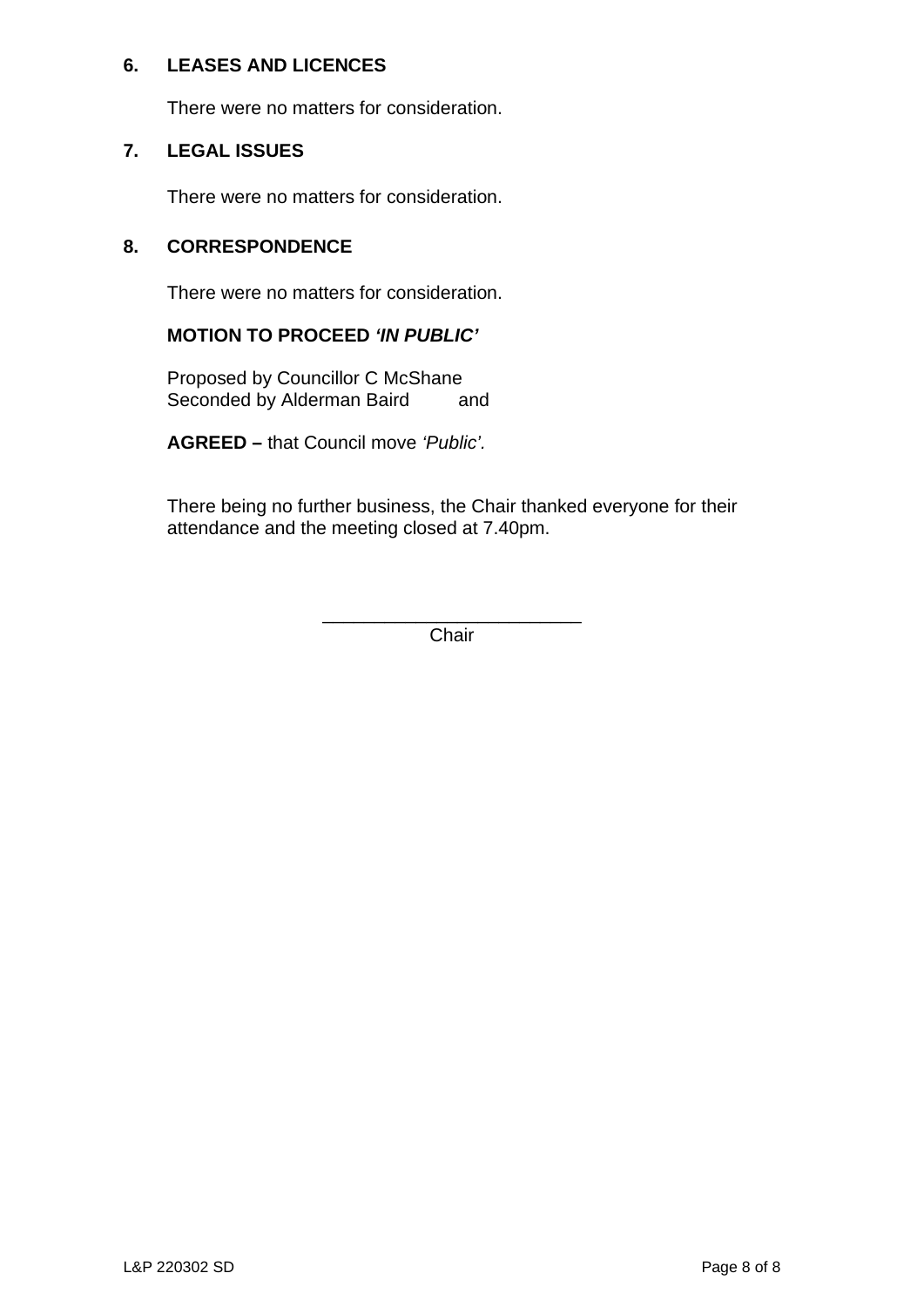## 6. LEASES AND LICENCES

There were no matters for consideration.

## 7. LEGAL ISSUES

There were no matters for consideration.

## 8. CORRESPONDENCE

There were no matters for consideration.

**MOTION TO PROCEED *'IN PUBLIC'***

Proposed by Councillor C McShane
Seconded by Alderman Baird and

**AGREED –** that Council move *'Public'.*

There being no further business, the Chair thanked everyone for their attendance and the meeting closed at 7.40pm.

\_\_\_\_\_\_\_\_\_\_\_\_\_\_\_\_\_\_\_\_\_\_\_\_\_
Chair